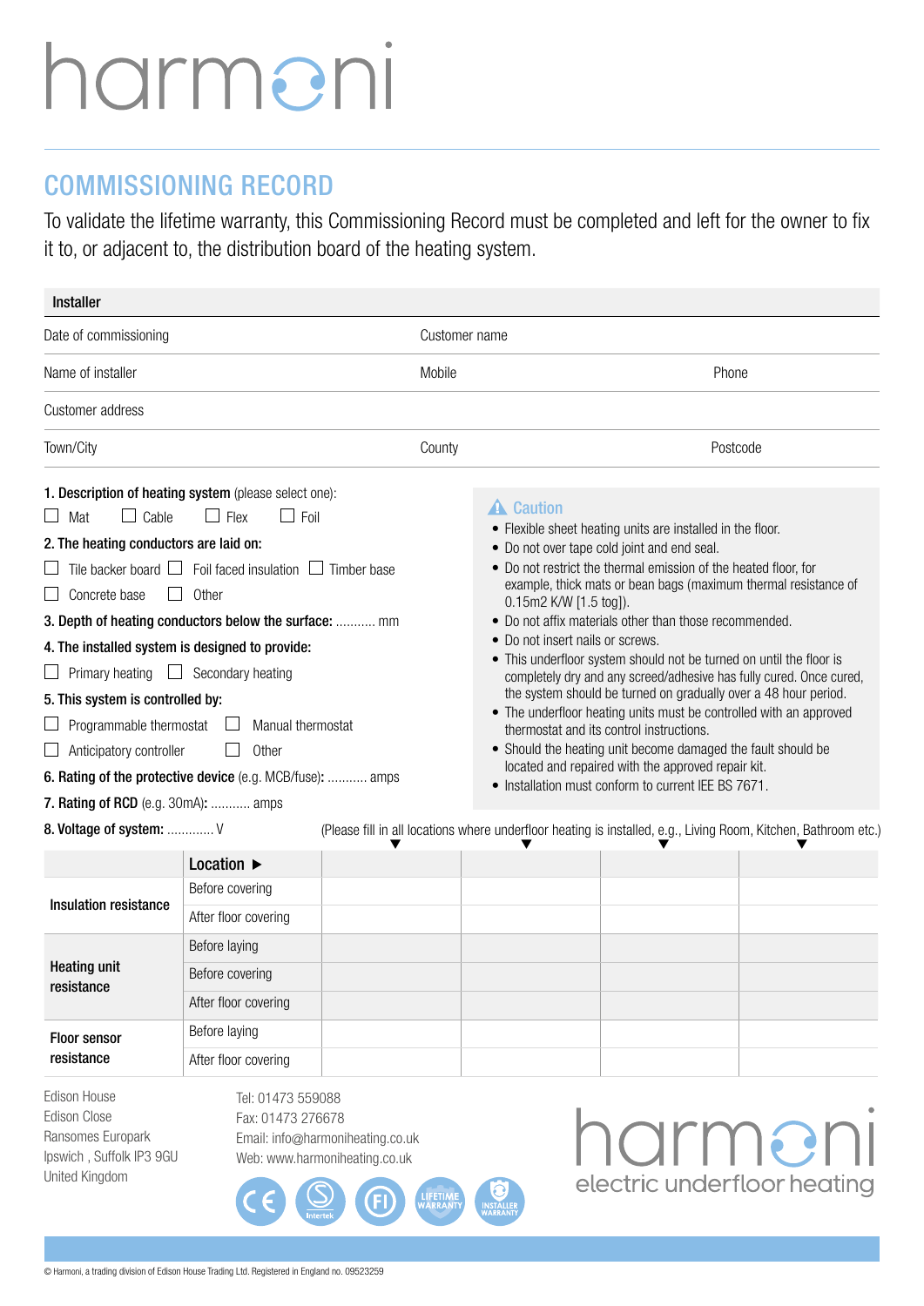# harmoni

## COMMISSIONING RECORD

To validate the lifetime warranty, this Commissioning Record must be completed and left for the owner to fix it to, or adjacent to, the distribution board of the heating system.

| Installer | | |
|---|---|---|
| Date of commissioning | Customer name | |
| Name of installer | Mobile | Phone |
| Customer address | | |
| Town/City | County | Postcode |

**1. Description of heating system** (please select one):

☐ Mat ☐ Cable ☐ Flex ☐ Foil

**2. The heating conductors are laid on:**

☐ Tile backer board ☐ Foil faced insulation ☐ Timber base

☐ Concrete base ☐ Other

**3. Depth of heating conductors below the surface:** ........... mm

**4. The installed system is designed to provide:**

☐ Primary heating ☐ Secondary heating

**5. This system is controlled by:**

☐ Programmable thermostat ☐ Manual thermostat

☐ Anticipatory controller ☐ Other

**6. Rating of the protective device** (e.g. MCB/fuse)**:** ........... amps

**7. Rating of RCD** (e.g. 30mA)**:** ........... amps

**8. Voltage of system:** ............ V

### ⚠ Caution

- Flexible sheet heating units are installed in the floor.
- Do not over tape cold joint and end seal.
- Do not restrict the thermal emission of the heated floor, for example, thick mats or bean bags (maximum thermal resistance of 0.15m2 K/W [1.5 tog]).
- Do not affix materials other than those recommended.
- Do not insert nails or screws.
- This underfloor system should not be turned on until the floor is completely dry and any screed/adhesive has fully cured. Once cured, the system should be turned on gradually over a 48 hour period.
- The underfloor heating units must be controlled with an approved thermostat and its control instructions.
- Should the heating unit become damaged the fault should be located and repaired with the approved repair kit.
- Installation must conform to current IEE BS 7671.

(Please fill in all locations where underfloor heating is installed, e.g., Living Room, Kitchen, Bathroom etc.)

| | Location ▶ | | | | |
|---|---|---|---|---|---|
| **Insulation resistance** | Before covering | | | | |
| | After floor covering | | | | |
| **Heating unit resistance** | Before laying | | | | |
| | Before covering | | | | |
| | After floor covering | | | | |
| **Floor sensor resistance** | Before laying | | | | |
| | After floor covering | | | | |

Edison House
Edison Close
Ransomes Europark
Ipswich , Suffolk IP3 9GU
United Kingdom

Tel: 01473 559088
Fax: 01473 276678
Email: info@harmoniheating.co.uk
Web: www.harmoniheating.co.uk

harmoni
electric underfloor heating

© Harmoni, a trading division of Edison House Trading Ltd. Registered in England no. 09523259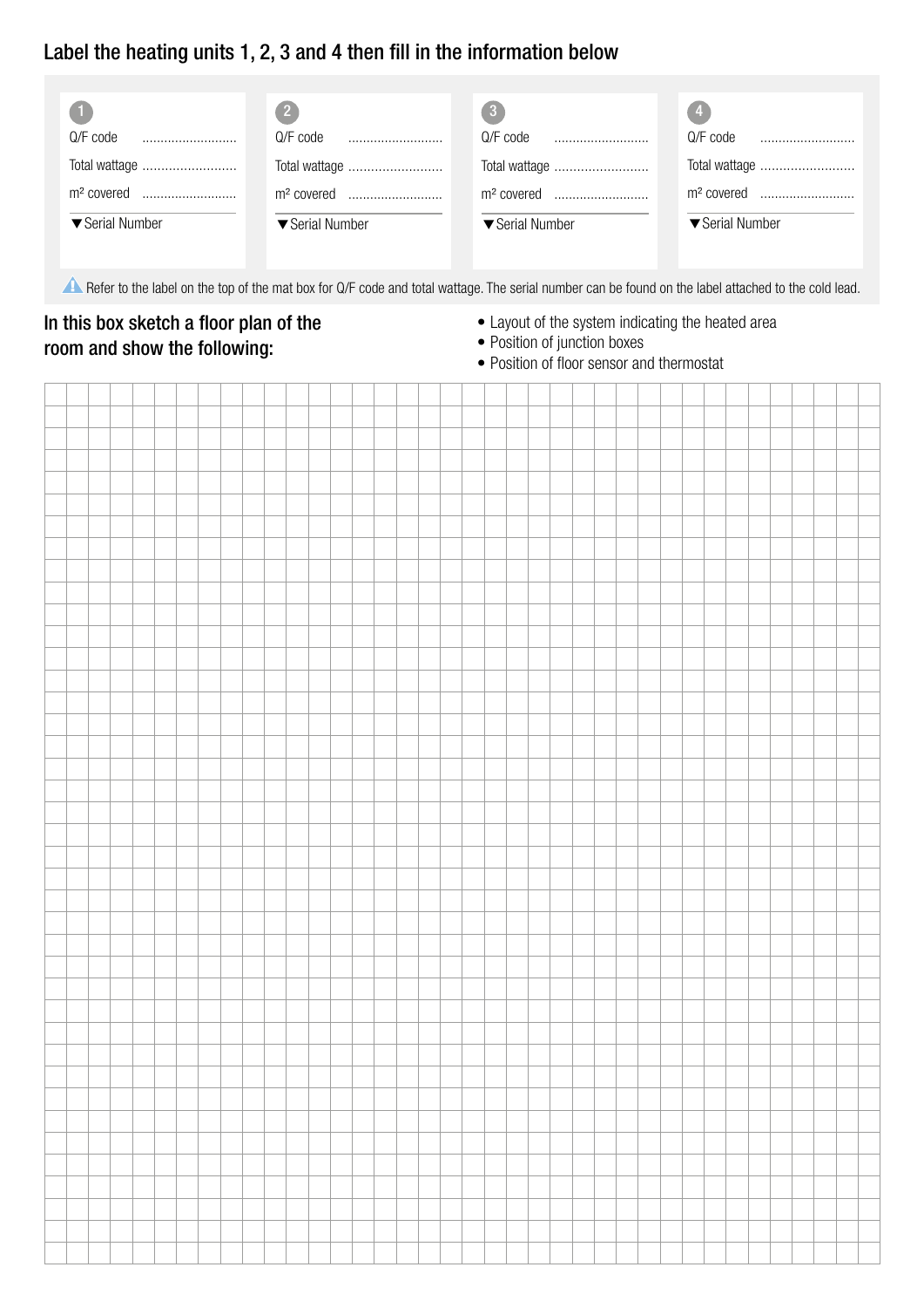## Label the heating units 1, 2, 3 and 4 then fill in the information below

| 1 | 2 | 3 | 4 |
|---|---|---|---|
| Q/F code .......................... | Q/F code .......................... | Q/F code .......................... | Q/F code .......................... |
| Total wattage .......................... | Total wattage .......................... | Total wattage .......................... | Total wattage .......................... |
| m² covered .......................... | m² covered .......................... | m² covered .......................... | m² covered .......................... |
| ▼Serial Number | ▼Serial Number | ▼Serial Number | ▼Serial Number |

⚠ Refer to the label on the top of the mat box for Q/F code and total wattage. The serial number can be found on the label attached to the cold lead.

## In this box sketch a floor plan of the room and show the following:

- Layout of the system indicating the heated area
- Position of junction boxes
- Position of floor sensor and thermostat